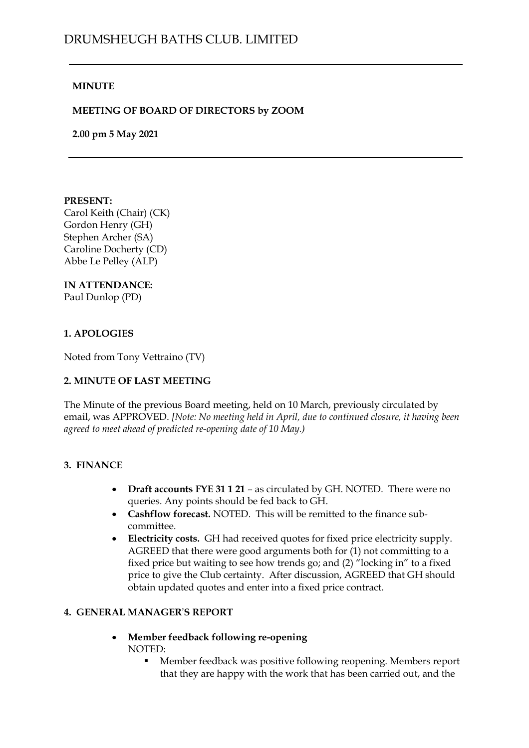# DRUMSHEUGH BATHS CLUB. LIMITED

**MINUTE**

**MEETING OF BOARD OF DIRECTORS by ZOOM**

**2.00 pm 5 May 2021**

**PRESENT:**
Carol Keith (Chair) (CK)
Gordon Henry (GH)
Stephen Archer (SA)
Caroline Docherty (CD)
Abbe Le Pelley (ALP)

**IN ATTENDANCE:**
Paul Dunlop (PD)

## 1. APOLOGIES

Noted from Tony Vettraino (TV)

## 2. MINUTE OF LAST MEETING

The Minute of the previous Board meeting, held on 10 March, previously circulated by email, was APPROVED. *[Note: No meeting held in April, due to continued closure, it having been agreed to meet ahead of predicted re-opening date of 10 May.)*

## 3. FINANCE

- **Draft accounts FYE 31 1 21** – as circulated by GH. NOTED. There were no queries. Any points should be fed back to GH.
- **Cashflow forecast.** NOTED. This will be remitted to the finance sub-committee.
- **Electricity costs.** GH had received quotes for fixed price electricity supply. AGREED that there were good arguments both for (1) not committing to a fixed price but waiting to see how trends go; and (2) "locking in" to a fixed price to give the Club certainty. After discussion, AGREED that GH should obtain updated quotes and enter into a fixed price contract.

## 4. GENERAL MANAGER'S REPORT

- **Member feedback following re-opening**
  NOTED:
  - Member feedback was positive following reopening. Members report that they are happy with the work that has been carried out, and the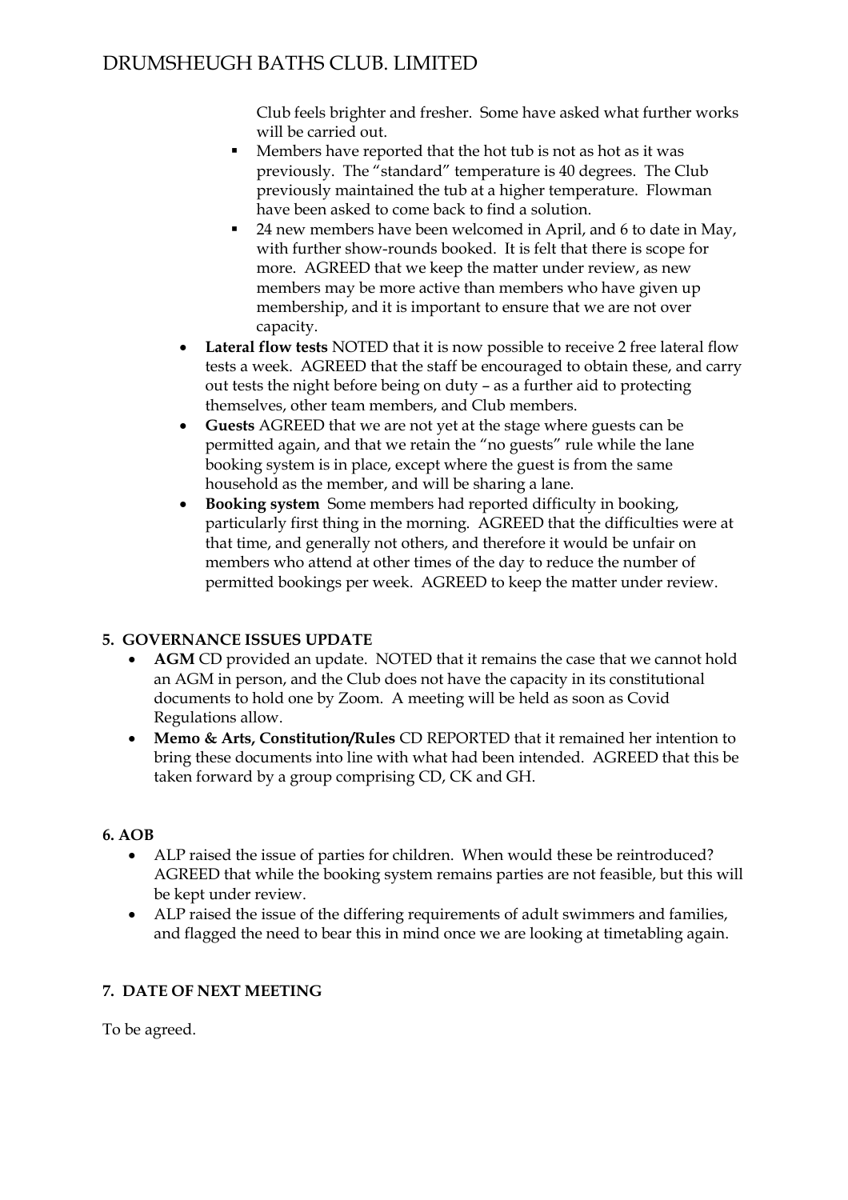Club feels brighter and fresher. Some have asked what further works will be carried out.

  - Members have reported that the hot tub is not as hot as it was previously. The "standard" temperature is 40 degrees. The Club previously maintained the tub at a higher temperature. Flowman have been asked to come back to find a solution.
  - 24 new members have been welcomed in April, and 6 to date in May, with further show-rounds booked. It is felt that there is scope for more. AGREED that we keep the matter under review, as new members may be more active than members who have given up membership, and it is important to ensure that we are not over capacity.

- **Lateral flow tests** NOTED that it is now possible to receive 2 free lateral flow tests a week. AGREED that the staff be encouraged to obtain these, and carry out tests the night before being on duty – as a further aid to protecting themselves, other team members, and Club members.
- **Guests** AGREED that we are not yet at the stage where guests can be permitted again, and that we retain the "no guests" rule while the lane booking system is in place, except where the guest is from the same household as the member, and will be sharing a lane.
- **Booking system** Some members had reported difficulty in booking, particularly first thing in the morning. AGREED that the difficulties were at that time, and generally not others, and therefore it would be unfair on members who attend at other times of the day to reduce the number of permitted bookings per week. AGREED to keep the matter under review.

## 5. GOVERNANCE ISSUES UPDATE

- **AGM** CD provided an update. NOTED that it remains the case that we cannot hold an AGM in person, and the Club does not have the capacity in its constitutional documents to hold one by Zoom. A meeting will be held as soon as Covid Regulations allow.
- **Memo & Arts, Constitution/Rules** CD REPORTED that it remained her intention to bring these documents into line with what had been intended. AGREED that this be taken forward by a group comprising CD, CK and GH.

## 6. AOB

- ALP raised the issue of parties for children. When would these be reintroduced? AGREED that while the booking system remains parties are not feasible, but this will be kept under review.
- ALP raised the issue of the differing requirements of adult swimmers and families, and flagged the need to bear this in mind once we are looking at timetabling again.

## 7. DATE OF NEXT MEETING

To be agreed.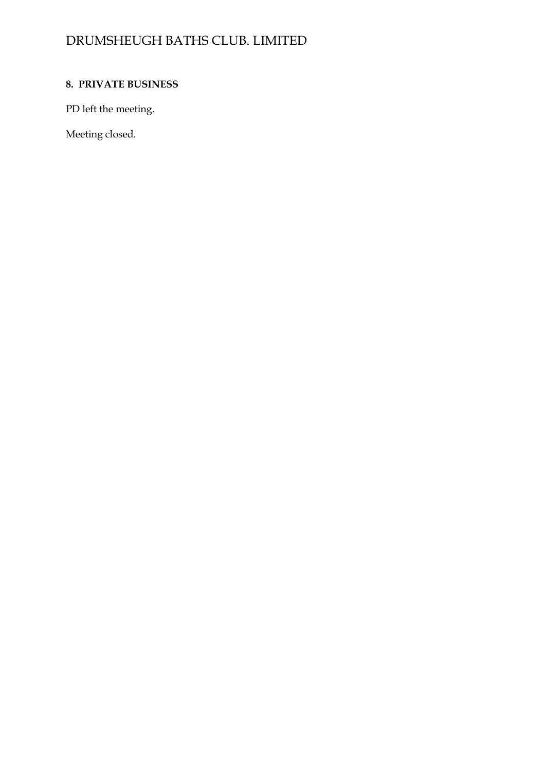**8. PRIVATE BUSINESS**

PD left the meeting.

Meeting closed.